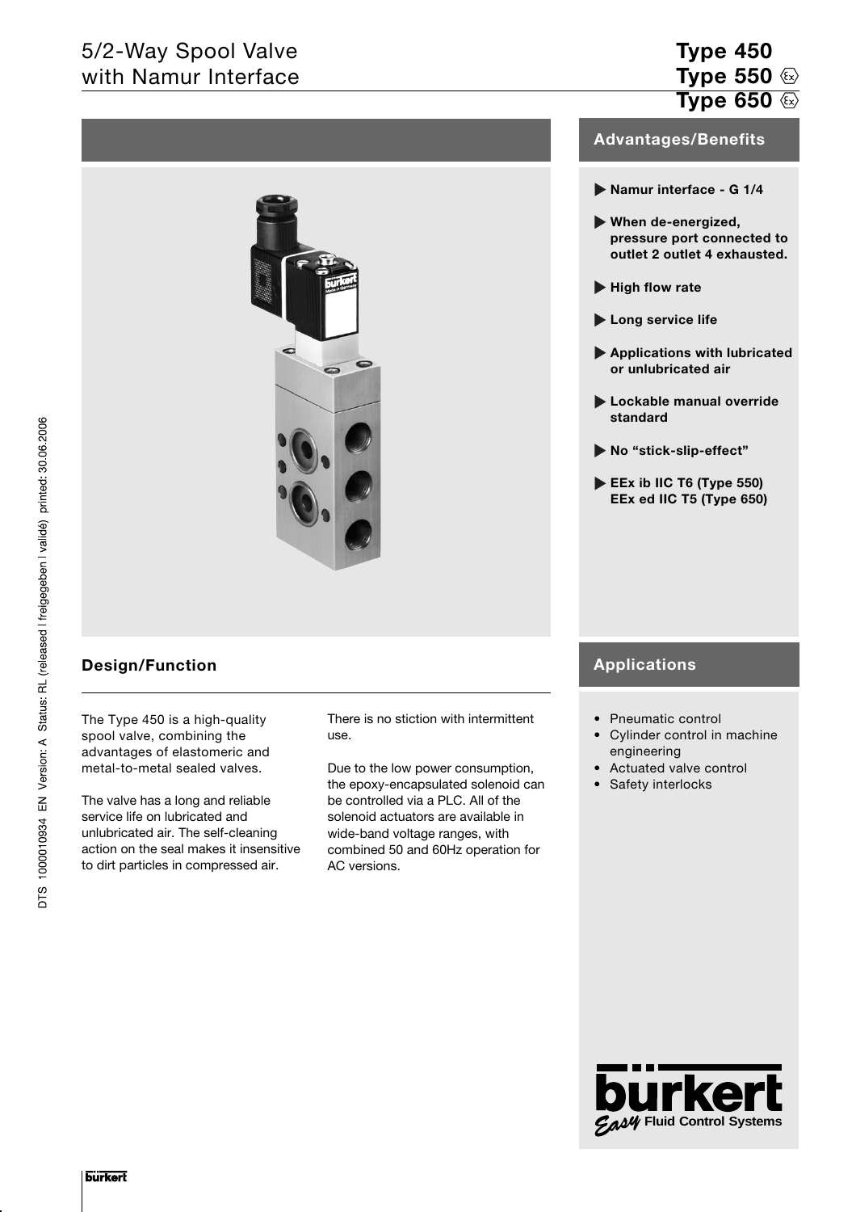# 5/2-Way Spool Valve with Namur Interface

# Type 450
# Type 550 Ex
# Type 650 Ex

## Advantages/Benefits

- **Namur interface - G 1/4**
- **When de-energized, pressure port connected to outlet 2 outlet 4 exhausted.**
- **High flow rate**
- **Long service life**
- **Applications with lubricated or unlubricated air**
- **Lockable manual override standard**
- **No "stick-slip-effect"**
- **EEx ib IIC T6 (Type 550) EEx ed IIC T5 (Type 650)**

## Design/Function

The Type 450 is a high-quality spool valve, combining the advantages of elastomeric and metal-to-metal sealed valves.

The valve has a long and reliable service life on lubricated and unlubricated air. The self-cleaning action on the seal makes it insensitive to dirt particles in compressed air.

There is no stiction with intermittent use.

Due to the low power consumption, the epoxy-encapsulated solenoid can be controlled via a PLC. All of the solenoid actuators are available in wide-band voltage ranges, with combined 50 and 60Hz operation for AC versions.

## Applications

- Pneumatic control
- Cylinder control in machine engineering
- Actuated valve control
- Safety interlocks

DTS 1000010934 EN Version: A Status: RL (released | freigegeben | validé) printed: 30.06.2006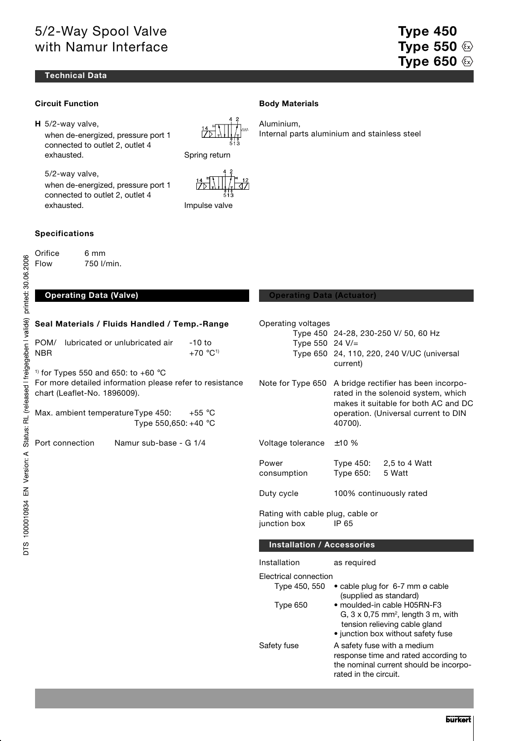# 5/2-Way Spool Valve with Namur Interface

# Type 450
# Type 550 ⟨Ex⟩
# Type 650 ⟨Ex⟩

## Technical Data

### Circuit Function

**H** 5/2-way valve,
when de-energized, pressure port 1 connected to outlet 2, outlet 4 exhausted.

Spring return

5/2-way valve,
when de-energized, pressure port 1 connected to outlet 2, outlet 4 exhausted.

Impulse valve

### Body Materials

Aluminium,
Internal parts aluminium and stainless steel

### Specifications

| | |
|---|---|
| Orifice | 6 mm |
| Flow | 750 l/min. |

## Operating Data (Valve)

### Seal Materials / Fluids Handled / Temp.-Range

| | | |
|---|---|---|
| POM/ NBR | lubricated or unlubricated air | -10 to +70 °C[1] |

[1] for Types 550 and 650: to +60 °C

For more detailed information please refer to resistance chart (Leaflet-No. 1896009).

Max. ambient temperature Type 450: +55 °C
Type 550,650: +40 °C

Port connection Namur sub-base - G 1/4

## Operating Data (Actuator)

Operating voltages

| | |
|---|---|
| Type 450 | 24-28, 230-250 V/ 50, 60 Hz |
| Type 550 | 24 V/= |
| Type 650 | 24, 110, 220, 240 V/UC (universal current) |

| | |
|---|---|
| Note for Type 650 | A bridge rectifier has been incorporated in the solenoid system, which makes it suitable for both AC and DC operation. (Universal current to DIN 40700). |
| Voltage tolerance | ±10 % |
| Power consumption | Type 450: 2,5 to 4 Watt<br>Type 650: 5 Watt |
| Duty cycle | 100% continuously rated |
| Rating with cable plug, cable or junction box | IP 65 |

## Installation / Accessories

| | |
|---|---|
| Installation | as required |
| Electrical connection | |
| Type 450, 550 | • cable plug for 6-7 mm ø cable (supplied as standard) |
| Type 650 | • moulded-in cable H05RN-F3 G, 3 x 0,75 mm², length 3 m, with tension relieving cable gland<br>• junction box without safety fuse |
| Safety fuse | A safety fuse with a medium response time and rated according to the nominal current should be incorporated in the circuit. |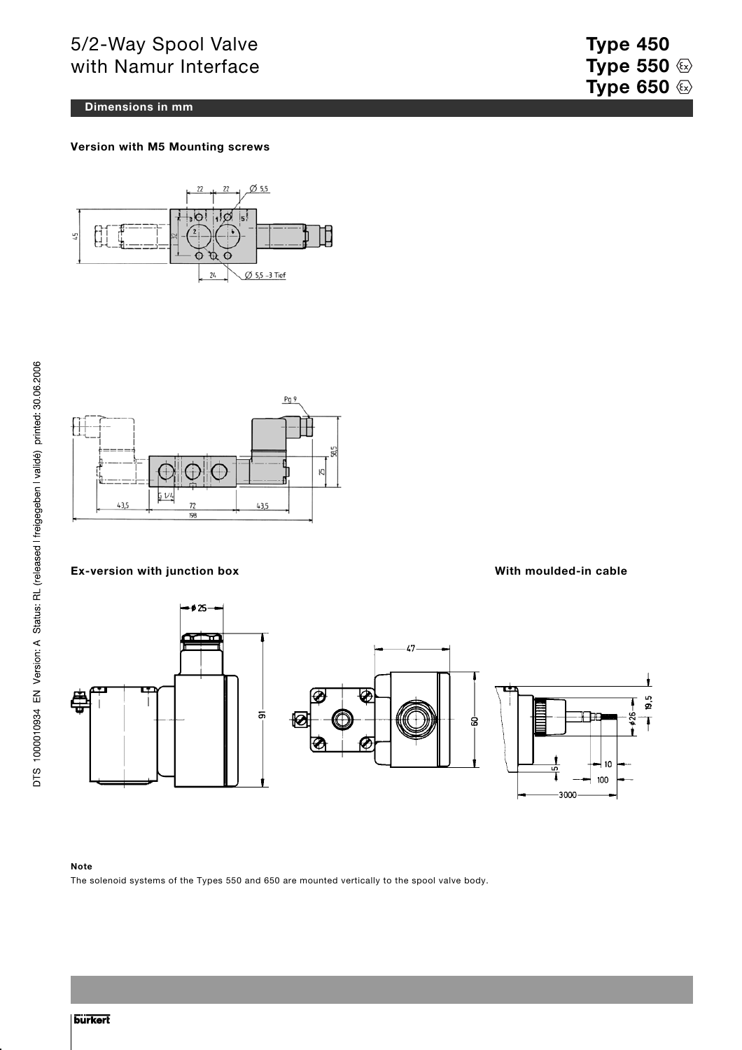# 5/2-Way Spool Valve with Namur Interface

**Type 450**
**Type 550**
**Type 650**

## Dimensions in mm

### Version with M5 Mounting screws

### Ex-version with junction box

### With moulded-in cable

**Note**

The solenoid systems of the Types 550 and 650 are mounted vertically to the spool valve body.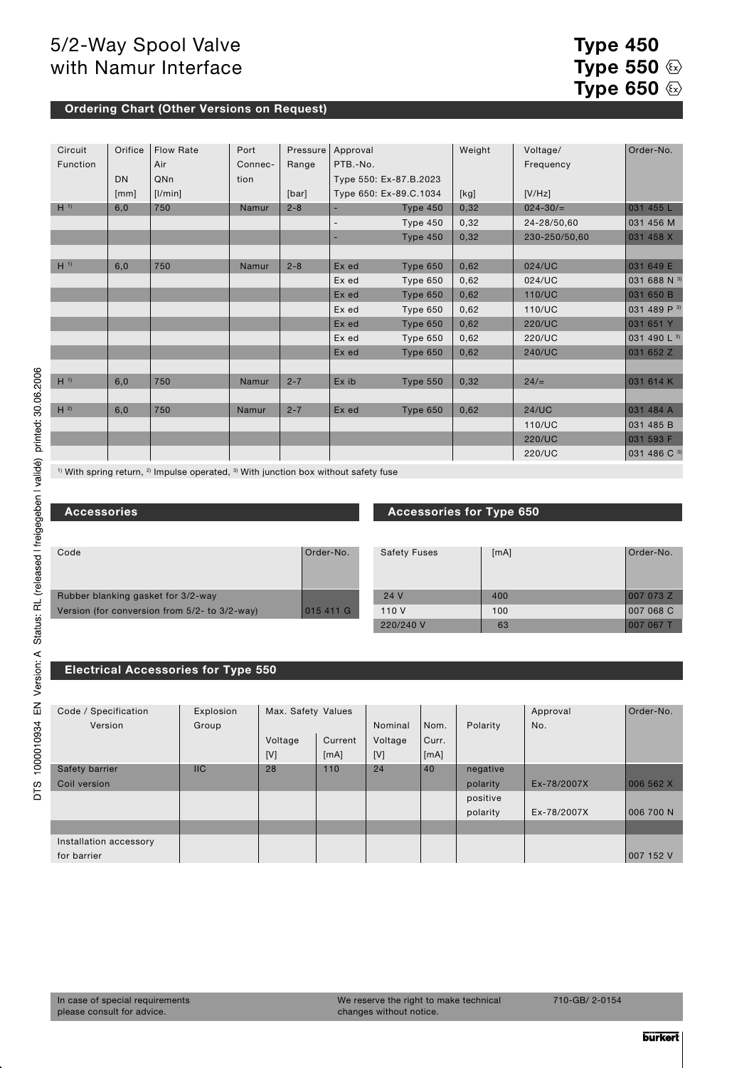# 5/2-Way Spool Valve with Namur Interface

# Type 450
# Type 550 ⟨Ex⟩
# Type 650 ⟨Ex⟩

## Ordering Chart (Other Versions on Request)

| Circuit Function | Orifice DN [mm] | Flow Rate Air QNn [l/min] | Port Connection | Pressure Range [bar] | Approval PTB.-No. Type 550: Ex-87.B.2023 Type 650: Ex-89.C.1034 | | Weight [kg] | Voltage/ Frequency [V/Hz] | Order-No. |
|---|---|---|---|---|---|---|---|---|---|
| H [1] | 6,0 | 750 | Namur | 2-8 | - | Type 450 | 0,32 | 024-30/= | 031 455 L |
| | | | | | - | Type 450 | 0,32 | 24-28/50,60 | 031 456 M |
| | | | | | - | Type 450 | 0,32 | 230-250/50,60 | 031 458 X |
| | | | | | | | | | |
| H [1] | 6,0 | 750 | Namur | 2-8 | Ex ed | Type 650 | 0,62 | 024/UC | 031 649 E |
| | | | | | Ex ed | Type 650 | 0,62 | 024/UC | 031 688 N [3] |
| | | | | | Ex ed | Type 650 | 0,62 | 110/UC | 031 650 B |
| | | | | | Ex ed | Type 650 | 0,62 | 110/UC | 031 489 P [3] |
| | | | | | Ex ed | Type 650 | 0,62 | 220/UC | 031 651 Y |
| | | | | | Ex ed | Type 650 | 0,62 | 220/UC | 031 490 L [3] |
| | | | | | Ex ed | Type 650 | 0,62 | 240/UC | 031 652 Z |
| | | | | | | | | | |
| H [1] | 6,0 | 750 | Namur | 2-7 | Ex ib | Type 550 | 0,32 | 24/= | 031 614 K |
| | | | | | | | | | |
| H [2] | 6,0 | 750 | Namur | 2-7 | Ex ed | Type 650 | 0,62 | 24/UC | 031 484 A |
| | | | | | | | | 110/UC | 031 485 B |
| | | | | | | | | 220/UC | 031 593 F |
| | | | | | | | | 220/UC | 031 486 C [3] |

[1] With spring return, [2] Impulse operated, [3] With junction box without safety fuse

## Accessories

| Code | Order-No. |
|---|---|
| Rubber blanking gasket for 3/2-way Version (for conversion from 5/2- to 3/2-way) | 015 411 G |

## Accessories for Type 650

| Safety Fuses | [mA] | Order-No. |
|---|---|---|
| 24 V | 400 | 007 073 Z |
| 110 V | 100 | 007 068 C |
| 220/240 V | 63 | 007 067 T |

## Electrical Accessories for Type 550

| Code / Specification Version | Explosion Group | Max. Safety Values Voltage [V] | Current [mA] | Nominal Voltage [V] | Nom. Curr. [mA] | Polarity | Approval No. | Order-No. |
|---|---|---|---|---|---|---|---|---|
| Safety barrier Coil version | IIC | 28 | 110 | 24 | 40 | negative polarity | Ex-78/2007X | 006 562 X |
| | | | | | | positive polarity | Ex-78/2007X | 006 700 N |
| | | | | | | | | |
| Installation accessory for barrier | | | | | | | | 007 152 V |

In case of special requirements please consult for advice.

We reserve the right to make technical changes without notice.

710-GB/ 2-0154

DTS 1000010934 EN Version: A Status: RL (released | freigegeben | validé) printed: 30.06.2006

bürkert